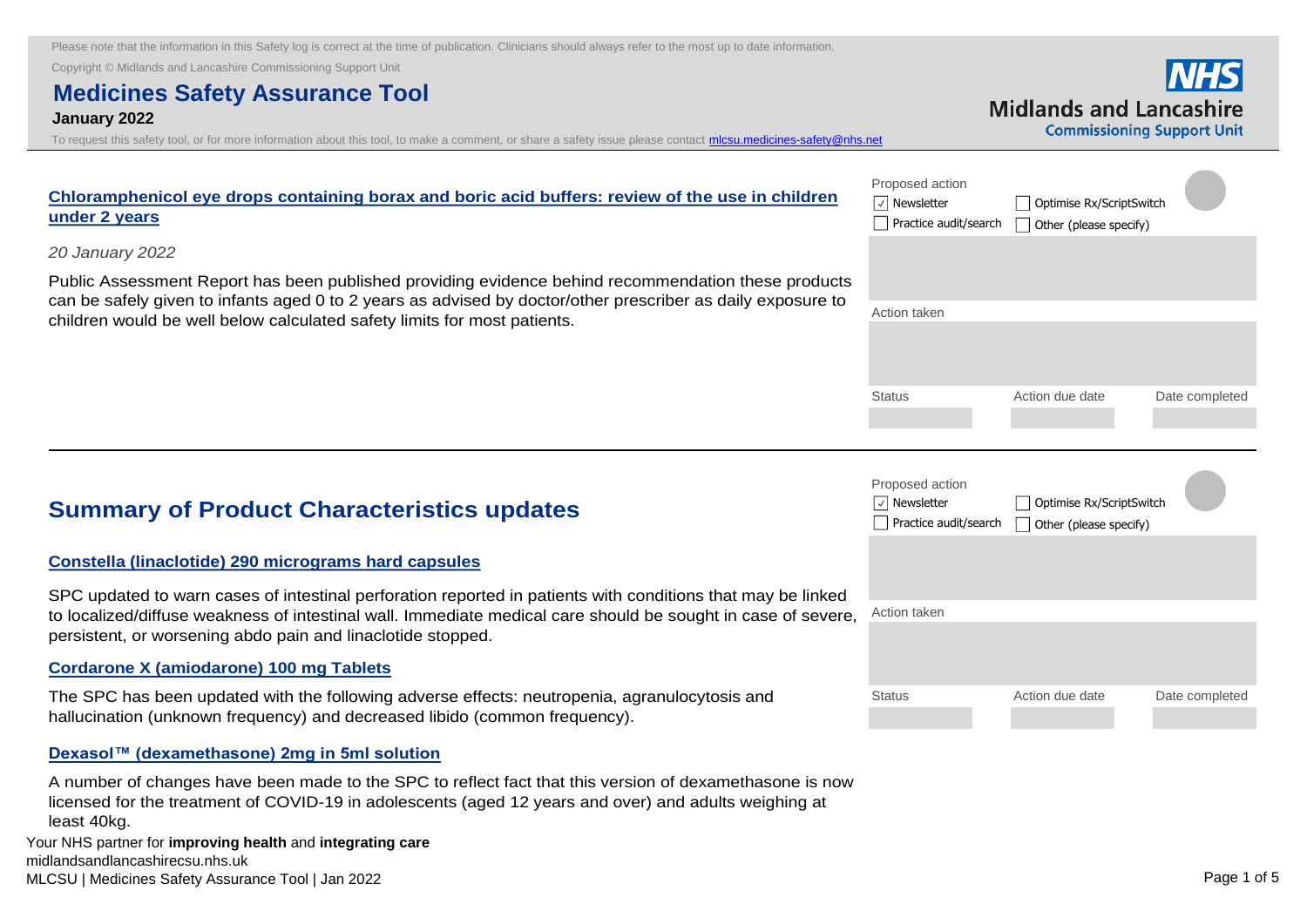Please note that the information in this Safety log is correct at the time of publication. Clinicians should always refer to the most up to date information.

Copyright © Midlands and Lancashire Commissioning Support Unit

# Medicines Safety Assurance Tool

**January 2022**

To request this safety tool, or for more information about this tool, to make a comment, or share a safety issue please contact mlcsu.medicines-safety@nhs.net

NHS Midlands and Lancashire Commissioning Support Unit

### Chloramphenicol eye drops containing borax and boric acid buffers: review of the use in children under 2 years

*20 January 2022*

Public Assessment Report has been published providing evidence behind recommendation these products can be safely given to infants aged 0 to 2 years as advised by doctor/other prescriber as daily exposure to children would be well below calculated safety limits for most patients.

Proposed action

- [x] Newsletter
- [ ] Optimise Rx/ScriptSwitch
- [ ] Practice audit/search
- [ ] Other (please specify)

Action taken

| Status | Action due date | Date completed |
| --- | --- | --- |
| | | |

---

## Summary of Product Characteristics updates

### Constella (linaclotide) 290 micrograms hard capsules

SPC updated to warn cases of intestinal perforation reported in patients with conditions that may be linked to localized/diffuse weakness of intestinal wall. Immediate medical care should be sought in case of severe, persistent, or worsening abdo pain and linaclotide stopped.

### Cordarone X (amiodarone) 100 mg Tablets

The SPC has been updated with the following adverse effects: neutropenia, agranulocytosis and hallucination (unknown frequency) and decreased libido (common frequency).

### Dexasol™ (dexamethasone) 2mg in 5ml solution

A number of changes have been made to the SPC to reflect fact that this version of dexamethasone is now licensed for the treatment of COVID-19 in adolescents (aged 12 years and over) and adults weighing at least 40kg.

Proposed action

- [x] Newsletter
- [ ] Optimise Rx/ScriptSwitch
- [ ] Practice audit/search
- [ ] Other (please specify)

Action taken

| Status | Action due date | Date completed |
| --- | --- | --- |
| | | |

Your NHS partner for **improving health** and **integrating care**

midlandsandlancashirecsu.nhs.uk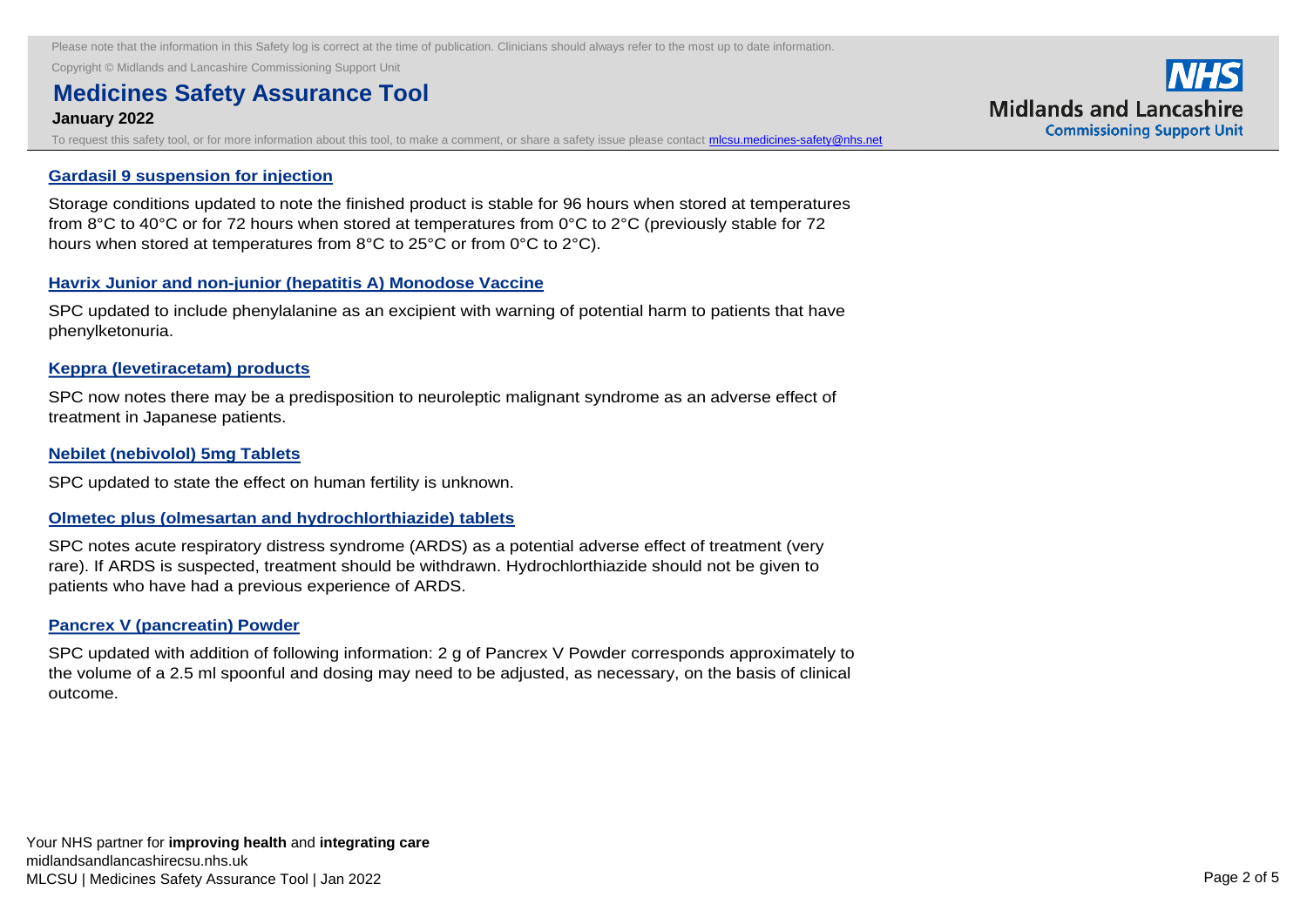### [Gardasil 9 suspension for injection]

Storage conditions updated to note the finished product is stable for 96 hours when stored at temperatures from 8°C to 40°C or for 72 hours when stored at temperatures from 0°C to 2°C (previously stable for 72 hours when stored at temperatures from 8°C to 25°C or from 0°C to 2°C).

### [Havrix Junior and non-junior (hepatitis A) Monodose Vaccine]

SPC updated to include phenylalanine as an excipient with warning of potential harm to patients that have phenylketonuria.

### [Keppra (levetiracetam) products]

SPC now notes there may be a predisposition to neuroleptic malignant syndrome as an adverse effect of treatment in Japanese patients.

### [Nebilet (nebivolol) 5mg Tablets]

SPC updated to state the effect on human fertility is unknown.

### [Olmetec plus (olmesartan and hydrochlorthiazide) tablets]

SPC notes acute respiratory distress syndrome (ARDS) as a potential adverse effect of treatment (very rare). If ARDS is suspected, treatment should be withdrawn. Hydrochlorthiazide should not be given to patients who have had a previous experience of ARDS.

### [Pancrex V (pancreatin) Powder]

SPC updated with addition of following information: 2 g of Pancrex V Powder corresponds approximately to the volume of a 2.5 ml spoonful and dosing may need to be adjusted, as necessary, on the basis of clinical outcome.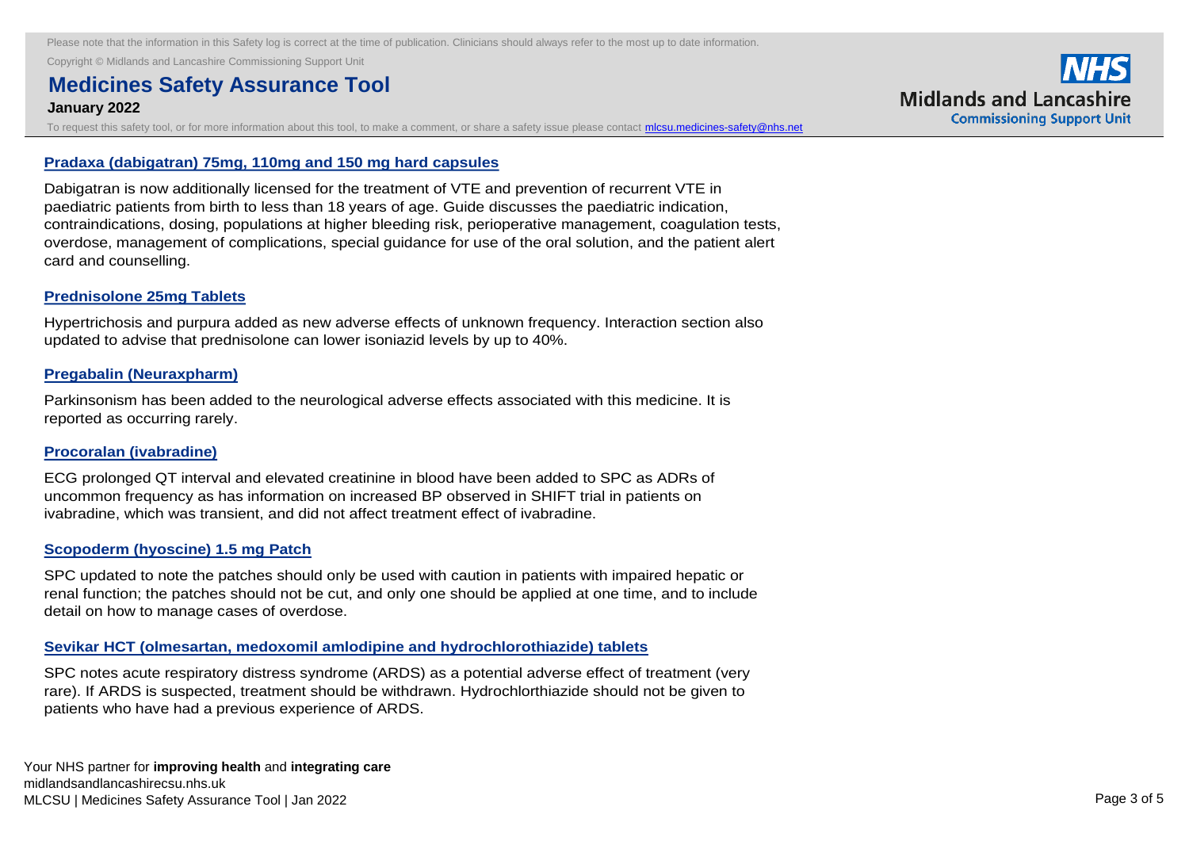## Pradaxa (dabigatran) 75mg, 110mg and 150 mg hard capsules

Dabigatran is now additionally licensed for the treatment of VTE and prevention of recurrent VTE in paediatric patients from birth to less than 18 years of age. Guide discusses the paediatric indication, contraindications, dosing, populations at higher bleeding risk, perioperative management, coagulation tests, overdose, management of complications, special guidance for use of the oral solution, and the patient alert card and counselling.

## Prednisolone 25mg Tablets

Hypertrichosis and purpura added as new adverse effects of unknown frequency. Interaction section also updated to advise that prednisolone can lower isoniazid levels by up to 40%.

## Pregabalin (Neuraxpharm)

Parkinsonism has been added to the neurological adverse effects associated with this medicine. It is reported as occurring rarely.

## Procoralan (ivabradine)

ECG prolonged QT interval and elevated creatinine in blood have been added to SPC as ADRs of uncommon frequency as has information on increased BP observed in SHIFT trial in patients on ivabradine, which was transient, and did not affect treatment effect of ivabradine.

## Scopoderm (hyoscine) 1.5 mg Patch

SPC updated to note the patches should only be used with caution in patients with impaired hepatic or renal function; the patches should not be cut, and only one should be applied at one time, and to include detail on how to manage cases of overdose.

## Sevikar HCT (olmesartan, medoxomil amlodipine and hydrochlorothiazide) tablets

SPC notes acute respiratory distress syndrome (ARDS) as a potential adverse effect of treatment (very rare). If ARDS is suspected, treatment should be withdrawn. Hydrochlorthiazide should not be given to patients who have had a previous experience of ARDS.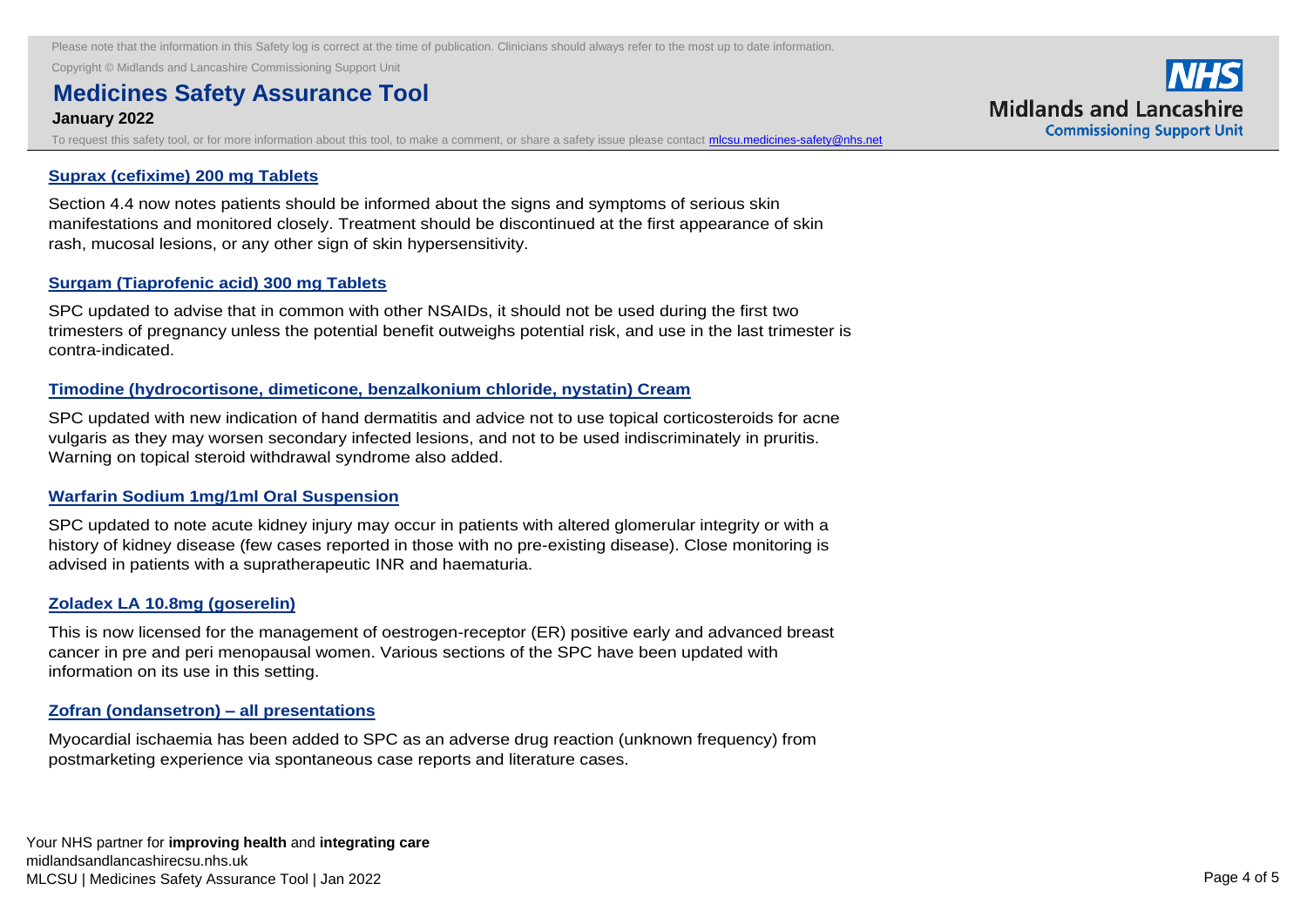### Suprax (cefixime) 200 mg Tablets

Section 4.4 now notes patients should be informed about the signs and symptoms of serious skin manifestations and monitored closely. Treatment should be discontinued at the first appearance of skin rash, mucosal lesions, or any other sign of skin hypersensitivity.

### Surgam (Tiaprofenic acid) 300 mg Tablets

SPC updated to advise that in common with other NSAIDs, it should not be used during the first two trimesters of pregnancy unless the potential benefit outweighs potential risk, and use in the last trimester is contra-indicated.

### Timodine (hydrocortisone, dimeticone, benzalkonium chloride, nystatin) Cream

SPC updated with new indication of hand dermatitis and advice not to use topical corticosteroids for acne vulgaris as they may worsen secondary infected lesions, and not to be used indiscriminately in pruritis. Warning on topical steroid withdrawal syndrome also added.

### Warfarin Sodium 1mg/1ml Oral Suspension

SPC updated to note acute kidney injury may occur in patients with altered glomerular integrity or with a history of kidney disease (few cases reported in those with no pre-existing disease). Close monitoring is advised in patients with a supratherapeutic INR and haematuria.

### Zoladex LA 10.8mg (goserelin)

This is now licensed for the management of oestrogen-receptor (ER) positive early and advanced breast cancer in pre and peri menopausal women. Various sections of the SPC have been updated with information on its use in this setting.

### Zofran (ondansetron) – all presentations

Myocardial ischaemia has been added to SPC as an adverse drug reaction (unknown frequency) from postmarketing experience via spontaneous case reports and literature cases.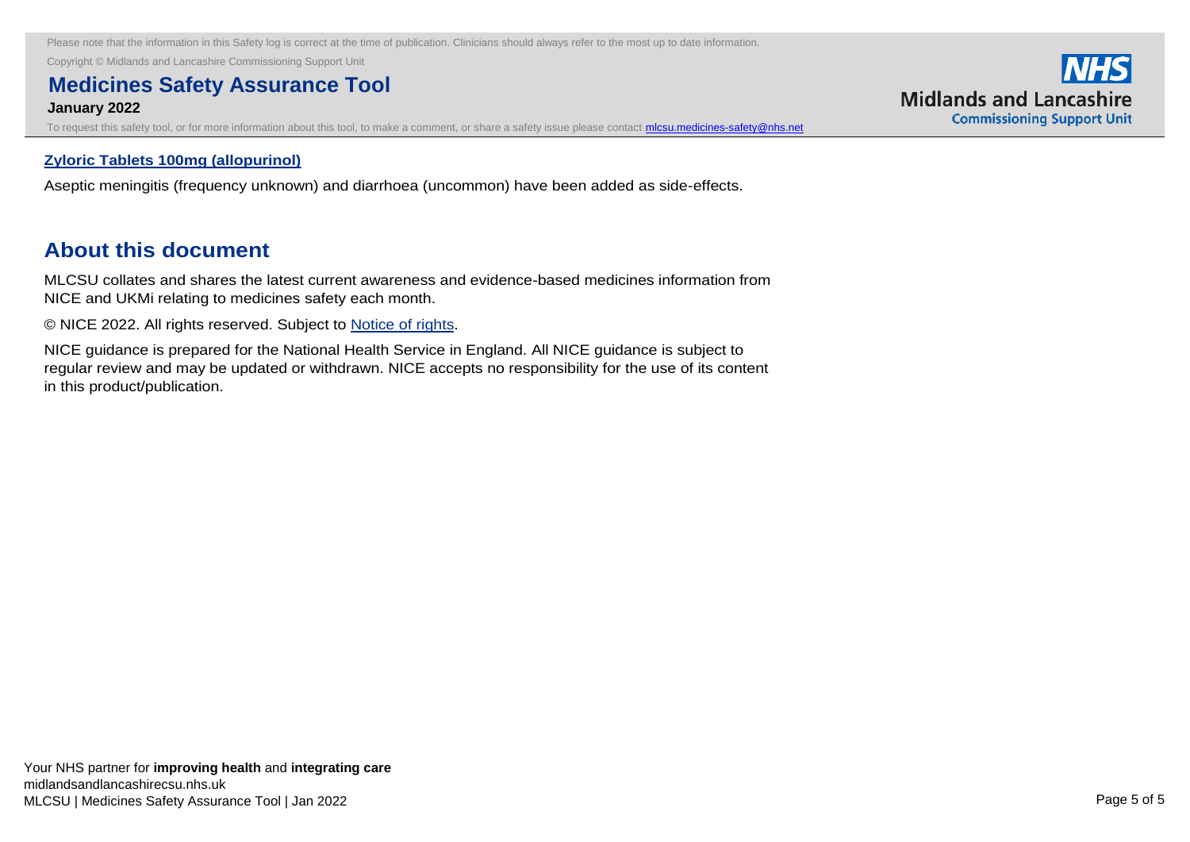**Zyloric Tablets 100mg (allopurinol)**

Aseptic meningitis (frequency unknown) and diarrhoea (uncommon) have been added as side-effects.

## About this document

MLCSU collates and shares the latest current awareness and evidence-based medicines information from NICE and UKMi relating to medicines safety each month.

© NICE 2022. All rights reserved. Subject to Notice of rights.

NICE guidance is prepared for the National Health Service in England. All NICE guidance is subject to regular review and may be updated or withdrawn. NICE accepts no responsibility for the use of its content in this product/publication.